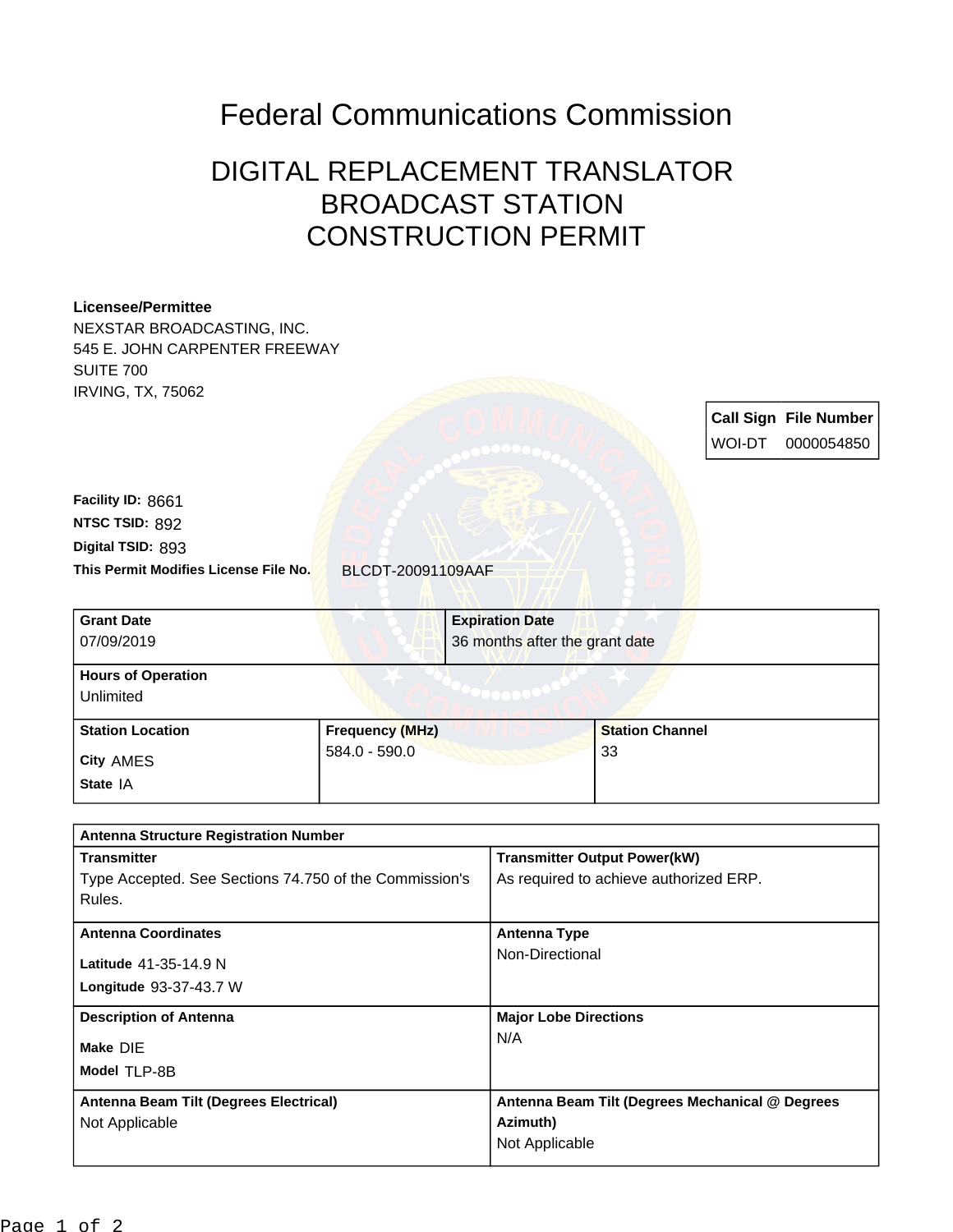# Federal Communications Commission

## DIGITAL REPLACEMENT TRANSLATOR BROADCAST STATION CONSTRUCTION PERMIT

**Licensee/Permittee**
NEXSTAR BROADCASTING, INC.
545 E. JOHN CARPENTER FREEWAY
SUITE 700
IRVING, TX, 75062

| Call Sign | File Number |
| --- | --- |
| WOI-DT | 0000054850 |

**Facility ID:** 8661
**NTSC TSID:** 892
**Digital TSID:** 893
**This Permit Modifies License File No.** BLCDT-20091109AAF

| Grant Date | Expiration Date |
| --- | --- |
| 07/09/2019 | 36 months after the grant date |

**Hours of Operation**
Unlimited

| Station Location | Frequency (MHz) | Station Channel |
| --- | --- | --- |
| City AMES<br>State IA | 584.0 - 590.0 | 33 |

**Antenna Structure Registration Number**

| Transmitter | Transmitter Output Power(kW) |
| --- | --- |
| Type Accepted. See Sections 74.750 of the Commission's Rules. | As required to achieve authorized ERP. |

| Antenna Coordinates | Antenna Type |
| --- | --- |
| Latitude 41-35-14.9 N<br>Longitude 93-37-43.7 W | Non-Directional |

| Description of Antenna | Major Lobe Directions |
| --- | --- |
| Make DIE<br>Model TLP-8B | N/A |

| Antenna Beam Tilt (Degrees Electrical) | Antenna Beam Tilt (Degrees Mechanical @ Degrees Azimuth) |
| --- | --- |
| Not Applicable | Not Applicable |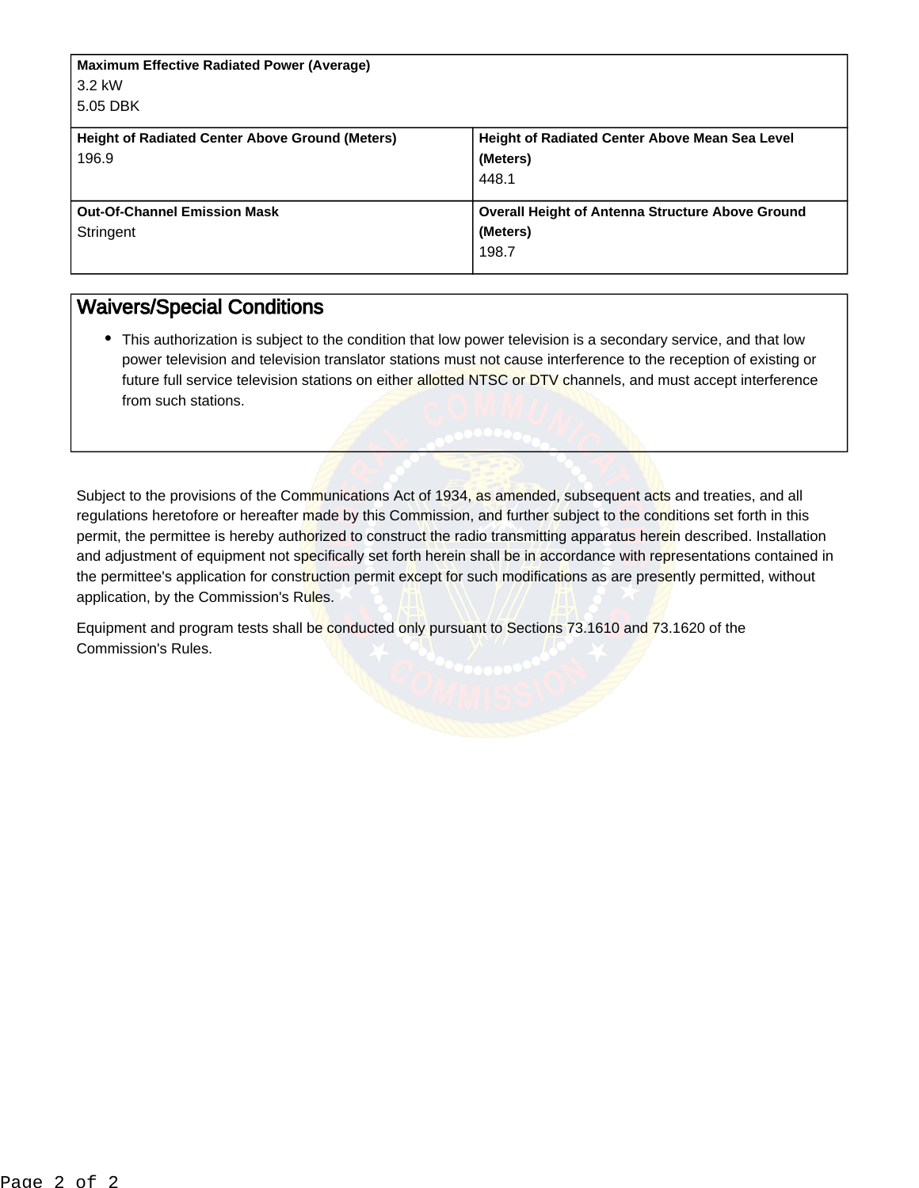| | |
|---|---|
| **Maximum Effective Radiated Power (Average)**<br>3.2 kW<br>5.05 DBK | |
| **Height of Radiated Center Above Ground (Meters)**<br>196.9 | **Height of Radiated Center Above Mean Sea Level (Meters)**<br>448.1 |
| **Out-Of-Channel Emission Mask**<br>Stringent | **Overall Height of Antenna Structure Above Ground (Meters)**<br>198.7 |

## Waivers/Special Conditions

- This authorization is subject to the condition that low power television is a secondary service, and that low power television and television translator stations must not cause interference to the reception of existing or future full service television stations on either allotted NTSC or DTV channels, and must accept interference from such stations.

Subject to the provisions of the Communications Act of 1934, as amended, subsequent acts and treaties, and all regulations heretofore or hereafter made by this Commission, and further subject to the conditions set forth in this permit, the permittee is hereby authorized to construct the radio transmitting apparatus herein described. Installation and adjustment of equipment not specifically set forth herein shall be in accordance with representations contained in the permittee's application for construction permit except for such modifications as are presently permitted, without application, by the Commission's Rules.

Equipment and program tests shall be conducted only pursuant to Sections 73.1610 and 73.1620 of the Commission's Rules.